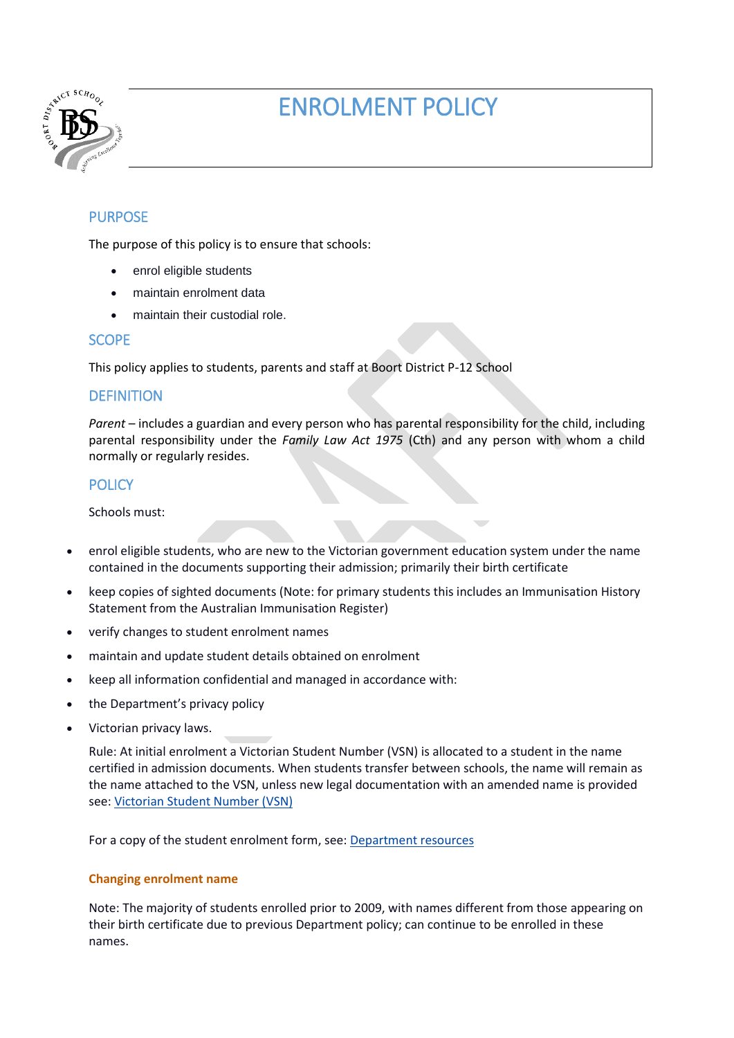# ENROLMENT POLICY

## PURPOSE

The purpose of this policy is to ensure that schools:

- enrol eligible students
- maintain enrolment data
- maintain their custodial role.

## SCOPE

This policy applies to students, parents and staff at Boort District P-12 School

## DEFINITION

*Parent* – includes a guardian and every person who has parental responsibility for the child, including parental responsibility under the *Family Law Act 1975* (Cth) and any person with whom a child normally or regularly resides.

## POLICY

Schools must:

- enrol eligible students, who are new to the Victorian government education system under the name contained in the documents supporting their admission; primarily their birth certificate
- keep copies of sighted documents (Note: for primary students this includes an Immunisation History Statement from the Australian Immunisation Register)
- verify changes to student enrolment names
- maintain and update student details obtained on enrolment
- keep all information confidential and managed in accordance with:
- the Department's privacy policy
- Victorian privacy laws.

Rule: At initial enrolment a Victorian Student Number (VSN) is allocated to a student in the name certified in admission documents. When students transfer between schools, the name will remain as the name attached to the VSN, unless new legal documentation with an amended name is provided see: Victorian Student Number (VSN)

For a copy of the student enrolment form, see: Department resources

### Changing enrolment name

Note: The majority of students enrolled prior to 2009, with names different from those appearing on their birth certificate due to previous Department policy; can continue to be enrolled in these names.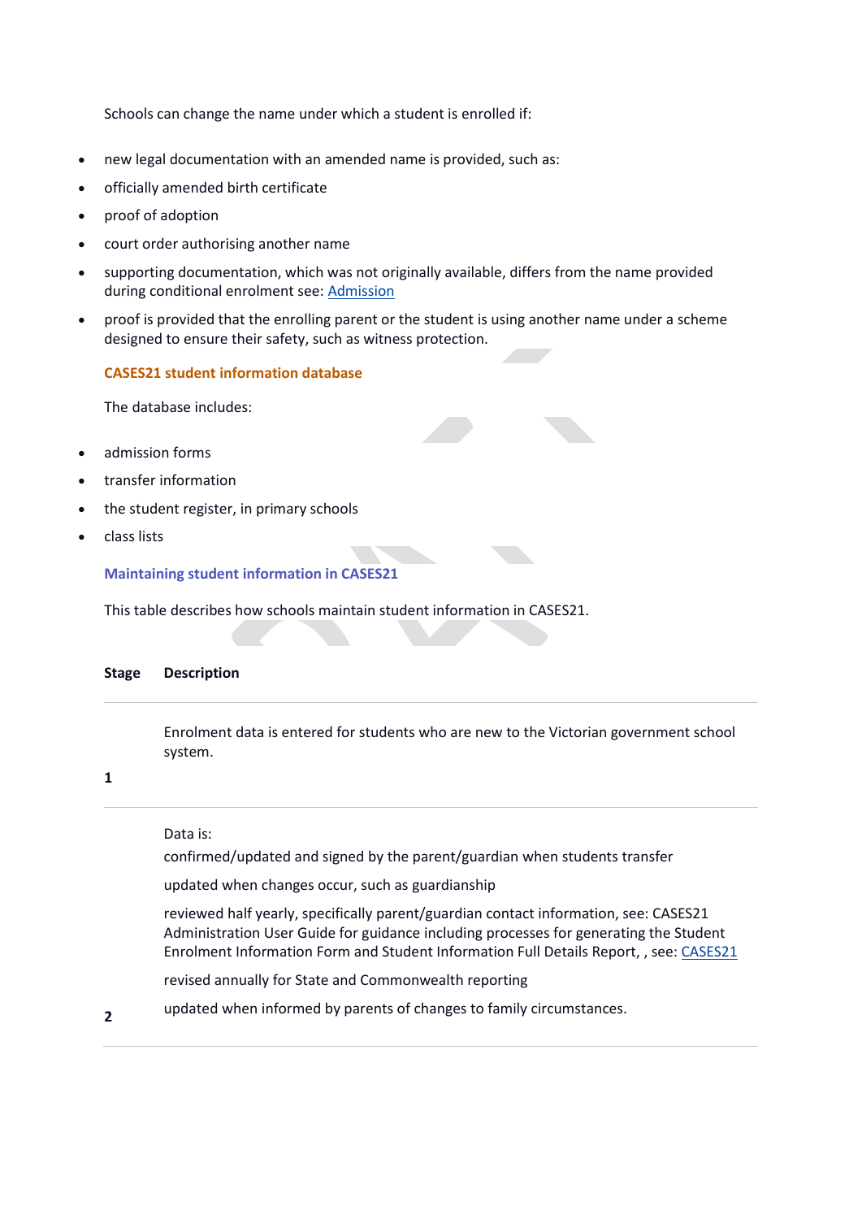Schools can change the name under which a student is enrolled if:

- new legal documentation with an amended name is provided, such as:
- officially amended birth certificate
- proof of adoption
- court order authorising another name
- supporting documentation, which was not originally available, differs from the name provided during conditional enrolment see: [Admission]
- proof is provided that the enrolling parent or the student is using another name under a scheme designed to ensure their safety, such as witness protection.

### CASES21 student information database

The database includes:

- admission forms
- transfer information
- the student register, in primary schools
- class lists

### Maintaining student information in CASES21

This table describes how schools maintain student information in CASES21.

| Stage | Description |
|---|---|
| 1 | Enrolment data is entered for students who are new to the Victorian government school system. |
| 2 | Data is:<br>confirmed/updated and signed by the parent/guardian when students transfer<br>updated when changes occur, such as guardianship<br>reviewed half yearly, specifically parent/guardian contact information, see: CASES21 Administration User Guide for guidance including processes for generating the Student Enrolment Information Form and Student Information Full Details Report, , see: [CASES21]<br>revised annually for State and Commonwealth reporting<br>updated when informed by parents of changes to family circumstances. |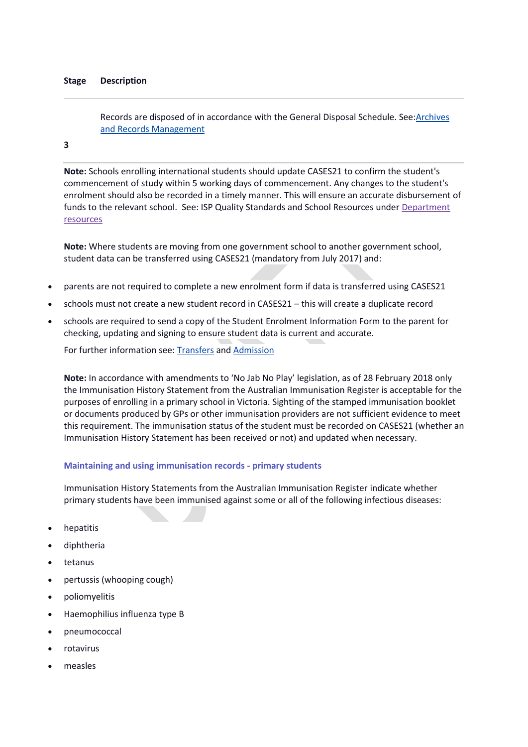| Stage | Description |
|---|---|
| 3 | Records are disposed of in accordance with the General Disposal Schedule. See: [Archives and Records Management] |

**Note:** Schools enrolling international students should update CASES21 to confirm the student's commencement of study within 5 working days of commencement. Any changes to the student's enrolment should also be recorded in a timely manner. This will ensure an accurate disbursement of funds to the relevant school. See: ISP Quality Standards and School Resources under Department resources

**Note:** Where students are moving from one government school to another government school, student data can be transferred using CASES21 (mandatory from July 2017) and:

- parents are not required to complete a new enrolment form if data is transferred using CASES21
- schools must not create a new student record in CASES21 – this will create a duplicate record
- schools are required to send a copy of the Student Enrolment Information Form to the parent for checking, updating and signing to ensure student data is current and accurate.

For further information see: Transfers and Admission

**Note:** In accordance with amendments to 'No Jab No Play' legislation, as of 28 February 2018 only the Immunisation History Statement from the Australian Immunisation Register is acceptable for the purposes of enrolling in a primary school in Victoria. Sighting of the stamped immunisation booklet or documents produced by GPs or other immunisation providers are not sufficient evidence to meet this requirement. The immunisation status of the student must be recorded on CASES21 (whether an Immunisation History Statement has been received or not) and updated when necessary.

### Maintaining and using immunisation records - primary students

Immunisation History Statements from the Australian Immunisation Register indicate whether primary students have been immunised against some or all of the following infectious diseases:

- hepatitis
- diphtheria
- tetanus
- pertussis (whooping cough)
- poliomyelitis
- Haemophilius influenza type B
- pneumococcal
- rotavirus
- measles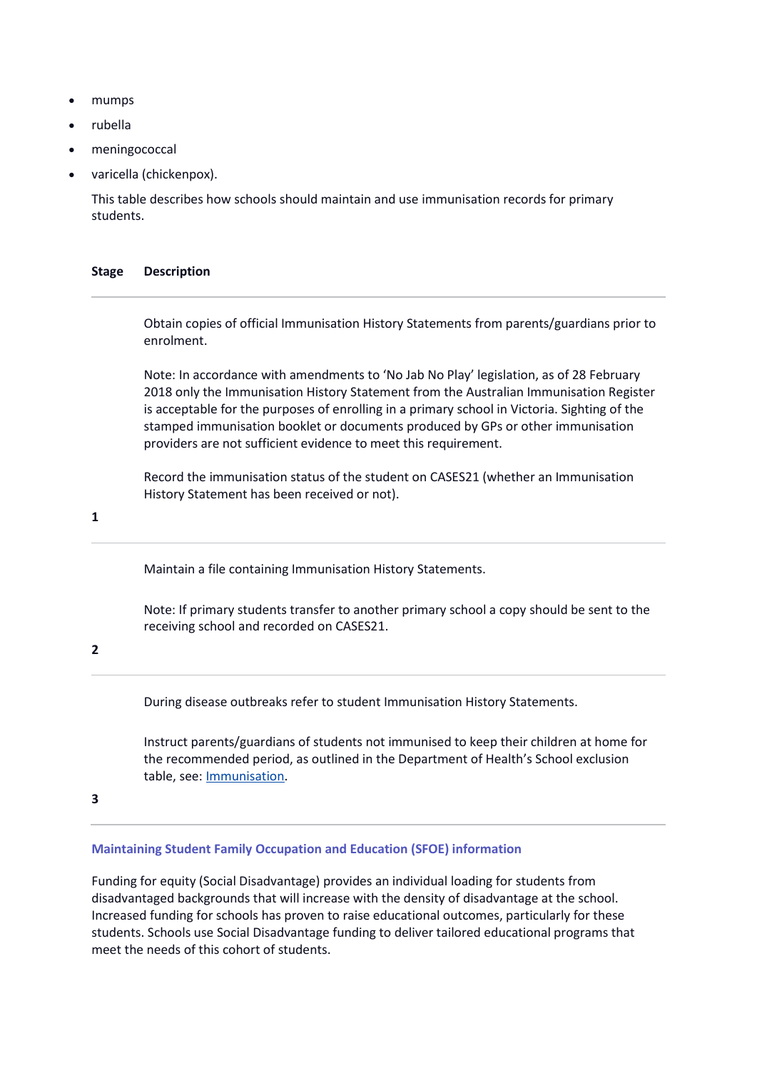- mumps
- rubella
- meningococcal
- varicella (chickenpox).

This table describes how schools should maintain and use immunisation records for primary students.

| Stage | Description |
|---|---|
| 1 | Obtain copies of official Immunisation History Statements from parents/guardians prior to enrolment.<br><br>Note: In accordance with amendments to 'No Jab No Play' legislation, as of 28 February 2018 only the Immunisation History Statement from the Australian Immunisation Register is acceptable for the purposes of enrolling in a primary school in Victoria. Sighting of the stamped immunisation booklet or documents produced by GPs or other immunisation providers are not sufficient evidence to meet this requirement.<br><br>Record the immunisation status of the student on CASES21 (whether an Immunisation History Statement has been received or not). |
| 2 | Maintain a file containing Immunisation History Statements.<br><br>Note: If primary students transfer to another primary school a copy should be sent to the receiving school and recorded on CASES21. |
| 3 | During disease outbreaks refer to student Immunisation History Statements.<br><br>Instruct parents/guardians of students not immunised to keep their children at home for the recommended period, as outlined in the Department of Health's School exclusion table, see: [Immunisation](). |

### Maintaining Student Family Occupation and Education (SFOE) information

Funding for equity (Social Disadvantage) provides an individual loading for students from disadvantaged backgrounds that will increase with the density of disadvantage at the school. Increased funding for schools has proven to raise educational outcomes, particularly for these students. Schools use Social Disadvantage funding to deliver tailored educational programs that meet the needs of this cohort of students.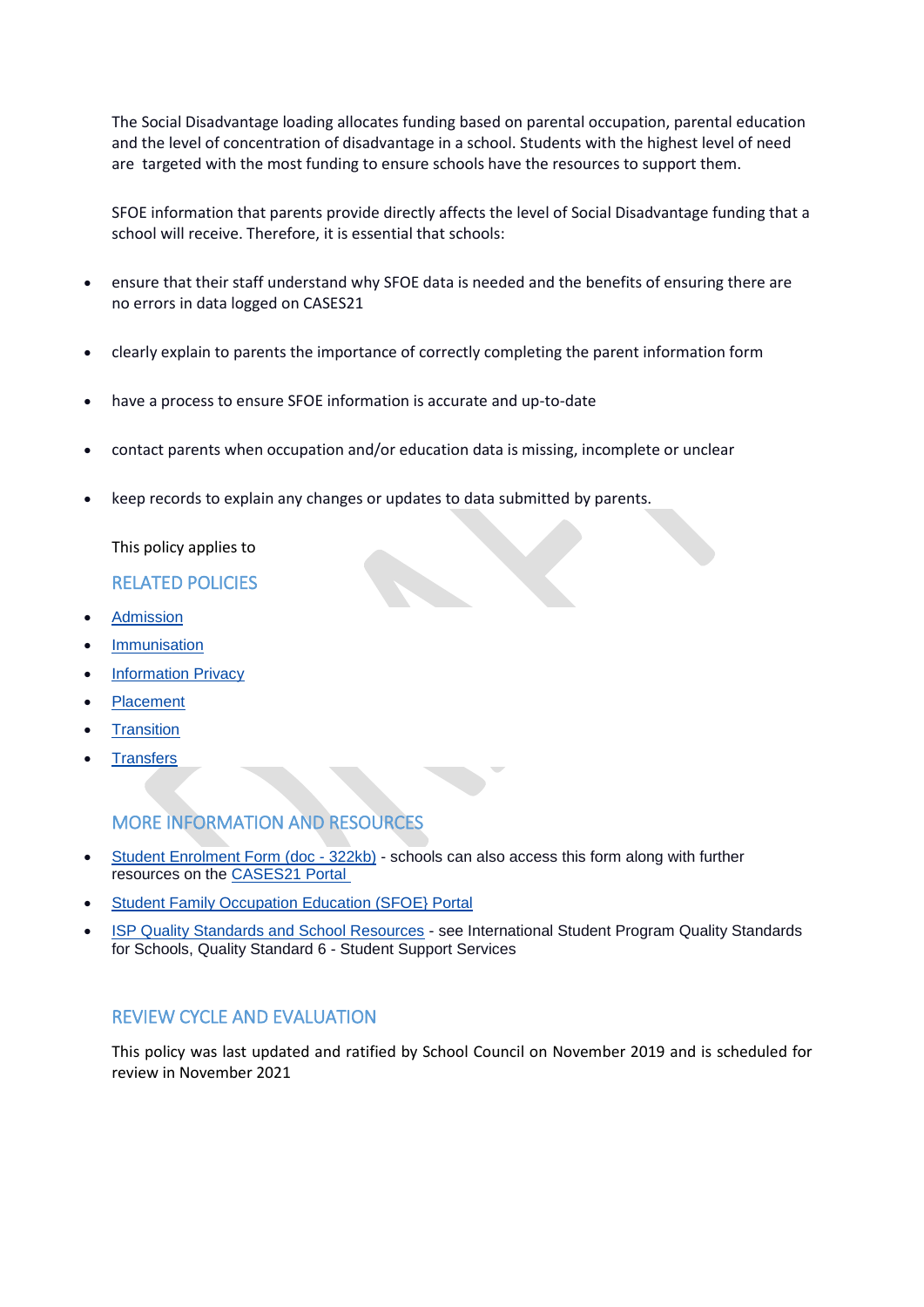The Social Disadvantage loading allocates funding based on parental occupation, parental education and the level of concentration of disadvantage in a school. Students with the highest level of need are targeted with the most funding to ensure schools have the resources to support them.

SFOE information that parents provide directly affects the level of Social Disadvantage funding that a school will receive. Therefore, it is essential that schools:

- ensure that their staff understand why SFOE data is needed and the benefits of ensuring there are no errors in data logged on CASES21
- clearly explain to parents the importance of correctly completing the parent information form
- have a process to ensure SFOE information is accurate and up-to-date
- contact parents when occupation and/or education data is missing, incomplete or unclear
- keep records to explain any changes or updates to data submitted by parents.

This policy applies to

## RELATED POLICIES

- Admission
- Immunisation
- Information Privacy
- Placement
- Transition
- Transfers

## MORE INFORMATION AND RESOURCES

- Student Enrolment Form (doc - 322kb) - schools can also access this form along with further resources on the CASES21 Portal
- Student Family Occupation Education (SFOE} Portal
- ISP Quality Standards and School Resources - see International Student Program Quality Standards for Schools, Quality Standard 6 - Student Support Services

## REVIEW CYCLE AND EVALUATION

This policy was last updated and ratified by School Council on November 2019 and is scheduled for review in November 2021